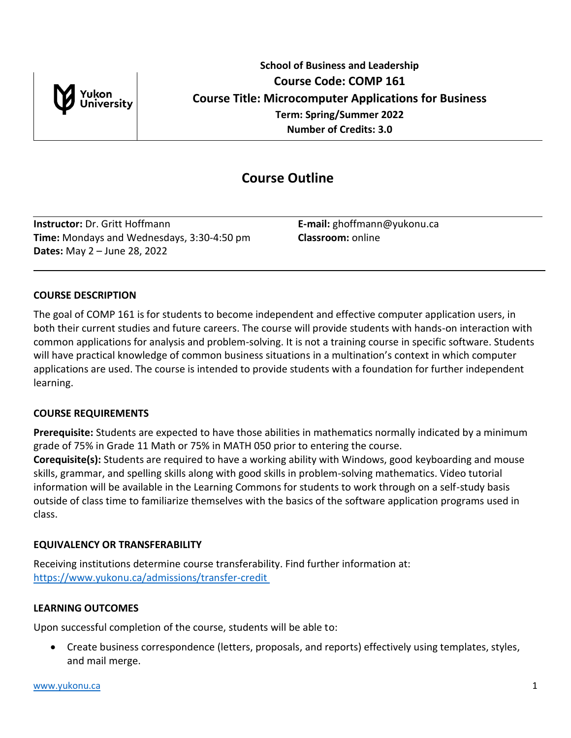**School of Business and Leadership**

**Course Code: COMP 161**

**Course Title: Microcomputer Applications for Business**

**Term: Spring/Summer 2022**

**Number of Credits: 3.0**

# Course Outline

**Instructor:** Dr. Gritt Hoffmann
**Time:** Mondays and Wednesdays, 3:30-4:50 pm
**Dates:** May 2 – June 28, 2022

**E-mail:** ghoffmann@yukonu.ca
**Classroom:** online

## COURSE DESCRIPTION

The goal of COMP 161 is for students to become independent and effective computer application users, in both their current studies and future careers. The course will provide students with hands-on interaction with common applications for analysis and problem-solving. It is not a training course in specific software. Students will have practical knowledge of common business situations in a multination's context in which computer applications are used. The course is intended to provide students with a foundation for further independent learning.

## COURSE REQUIREMENTS

**Prerequisite:** Students are expected to have those abilities in mathematics normally indicated by a minimum grade of 75% in Grade 11 Math or 75% in MATH 050 prior to entering the course.
**Corequisite(s):** Students are required to have a working ability with Windows, good keyboarding and mouse skills, grammar, and spelling skills along with good skills in problem-solving mathematics. Video tutorial information will be available in the Learning Commons for students to work through on a self-study basis outside of class time to familiarize themselves with the basics of the software application programs used in class.

## EQUIVALENCY OR TRANSFERABILITY

Receiving institutions determine course transferability. Find further information at:
https://www.yukonu.ca/admissions/transfer-credit

## LEARNING OUTCOMES

Upon successful completion of the course, students will be able to:

- Create business correspondence (letters, proposals, and reports) effectively using templates, styles, and mail merge.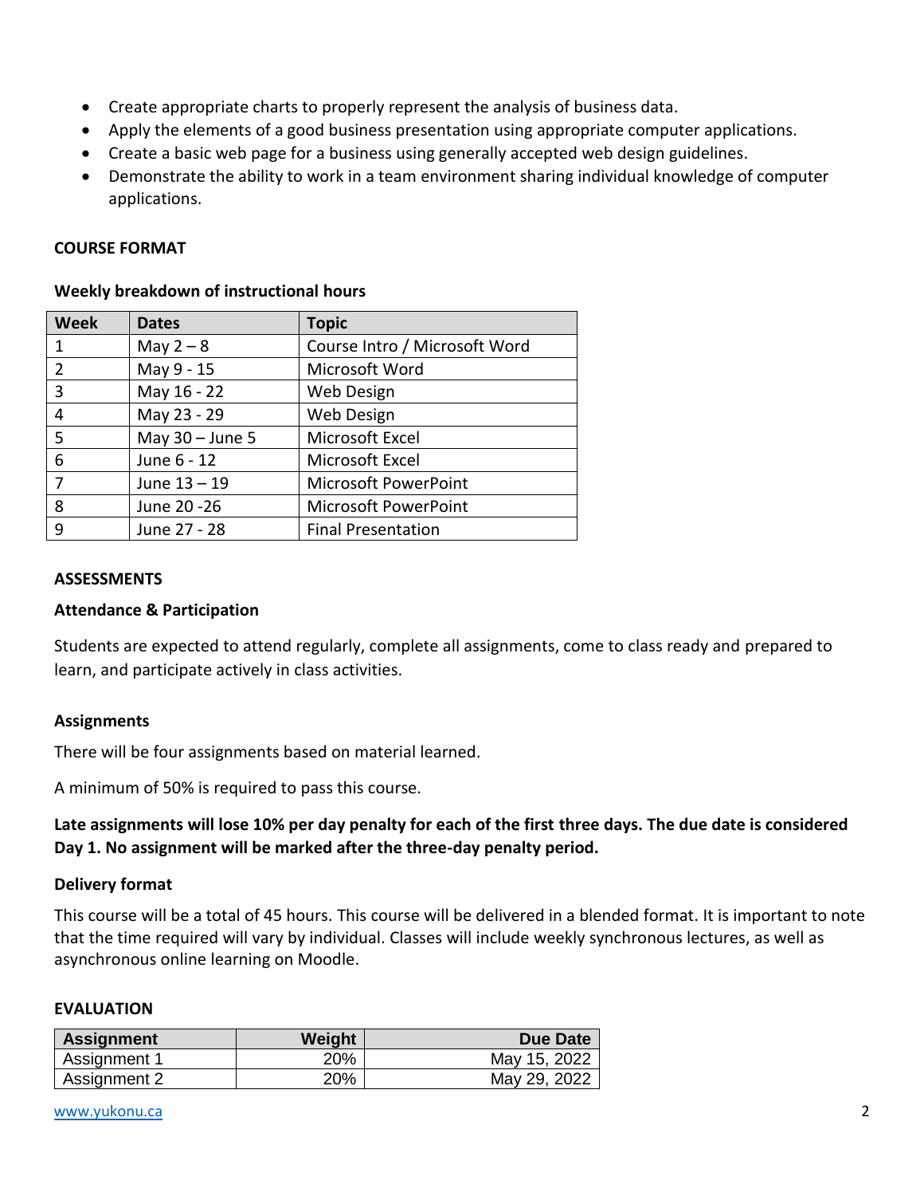- Create appropriate charts to properly represent the analysis of business data.
- Apply the elements of a good business presentation using appropriate computer applications.
- Create a basic web page for a business using generally accepted web design guidelines.
- Demonstrate the ability to work in a team environment sharing individual knowledge of computer applications.

## COURSE FORMAT

### Weekly breakdown of instructional hours

| Week | Dates | Topic |
|---|---|---|
| 1 | May 2 – 8 | Course Intro / Microsoft Word |
| 2 | May 9 - 15 | Microsoft Word |
| 3 | May 16 - 22 | Web Design |
| 4 | May 23 - 29 | Web Design |
| 5 | May 30 – June 5 | Microsoft Excel |
| 6 | June 6 - 12 | Microsoft Excel |
| 7 | June 13 – 19 | Microsoft PowerPoint |
| 8 | June 20 -26 | Microsoft PowerPoint |
| 9 | June 27 - 28 | Final Presentation |

## ASSESSMENTS

### Attendance & Participation

Students are expected to attend regularly, complete all assignments, come to class ready and prepared to learn, and participate actively in class activities.

### Assignments

There will be four assignments based on material learned.

A minimum of 50% is required to pass this course.

**Late assignments will lose 10% per day penalty for each of the first three days. The due date is considered Day 1. No assignment will be marked after the three-day penalty period.**

### Delivery format

This course will be a total of 45 hours. This course will be delivered in a blended format. It is important to note that the time required will vary by individual. Classes will include weekly synchronous lectures, as well as asynchronous online learning on Moodle.

## EVALUATION

| Assignment | Weight | Due Date |
|---|---:|---:|
| Assignment 1 | 20% | May 15, 2022 |
| Assignment 2 | 20% | May 29, 2022 |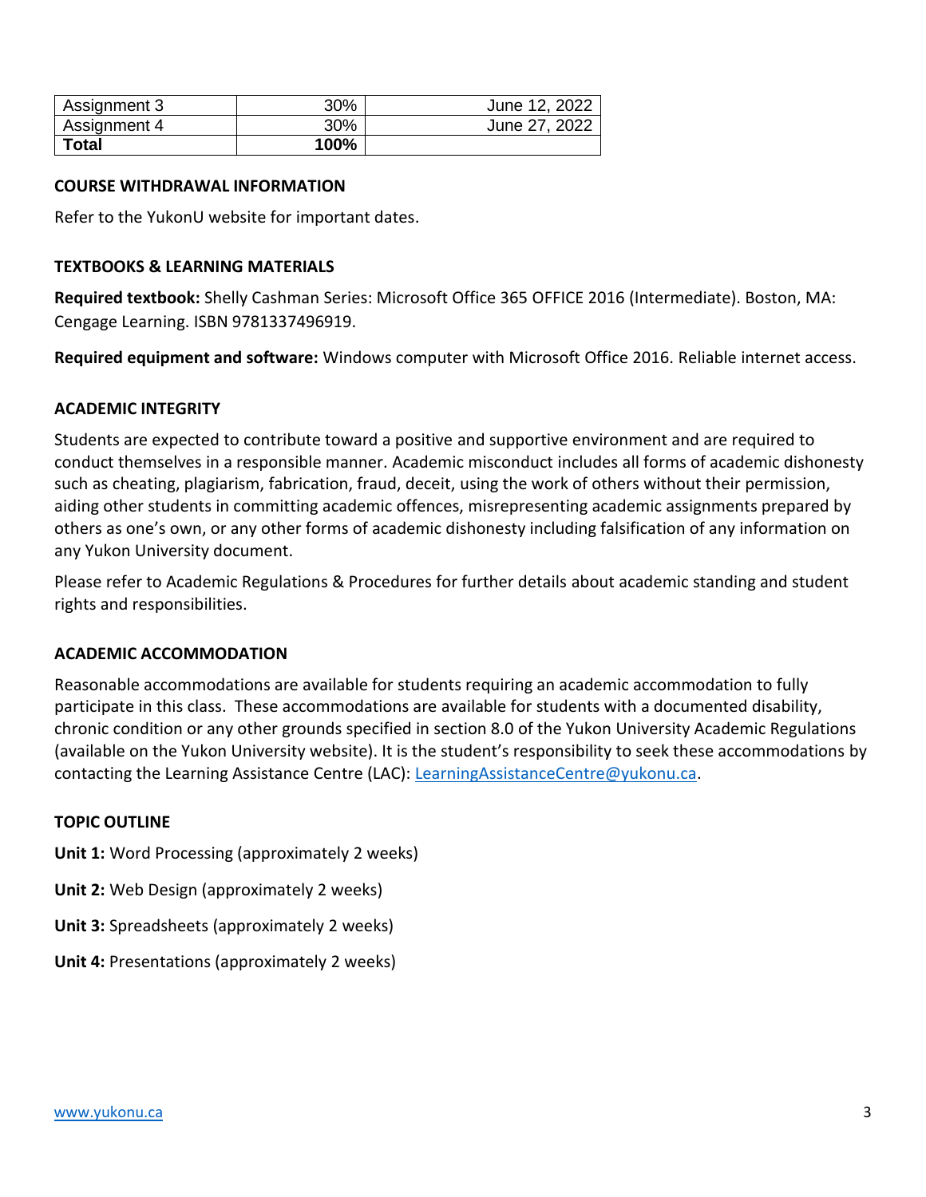| | | |
|---|---|---|
| Assignment 3 | 30% | June 12, 2022 |
| Assignment 4 | 30% | June 27, 2022 |
| **Total** | **100%** | |

## COURSE WITHDRAWAL INFORMATION

Refer to the YukonU website for important dates.

## TEXTBOOKS & LEARNING MATERIALS

**Required textbook:** Shelly Cashman Series: Microsoft Office 365 OFFICE 2016 (Intermediate). Boston, MA: Cengage Learning. ISBN 9781337496919.

**Required equipment and software:** Windows computer with Microsoft Office 2016. Reliable internet access.

## ACADEMIC INTEGRITY

Students are expected to contribute toward a positive and supportive environment and are required to conduct themselves in a responsible manner. Academic misconduct includes all forms of academic dishonesty such as cheating, plagiarism, fabrication, fraud, deceit, using the work of others without their permission, aiding other students in committing academic offences, misrepresenting academic assignments prepared by others as one's own, or any other forms of academic dishonesty including falsification of any information on any Yukon University document.

Please refer to Academic Regulations & Procedures for further details about academic standing and student rights and responsibilities.

## ACADEMIC ACCOMMODATION

Reasonable accommodations are available for students requiring an academic accommodation to fully participate in this class. These accommodations are available for students with a documented disability, chronic condition or any other grounds specified in section 8.0 of the Yukon University Academic Regulations (available on the Yukon University website). It is the student's responsibility to seek these accommodations by contacting the Learning Assistance Centre (LAC): LearningAssistanceCentre@yukonu.ca.

## TOPIC OUTLINE

**Unit 1:** Word Processing (approximately 2 weeks)

**Unit 2:** Web Design (approximately 2 weeks)

**Unit 3:** Spreadsheets (approximately 2 weeks)

**Unit 4:** Presentations (approximately 2 weeks)